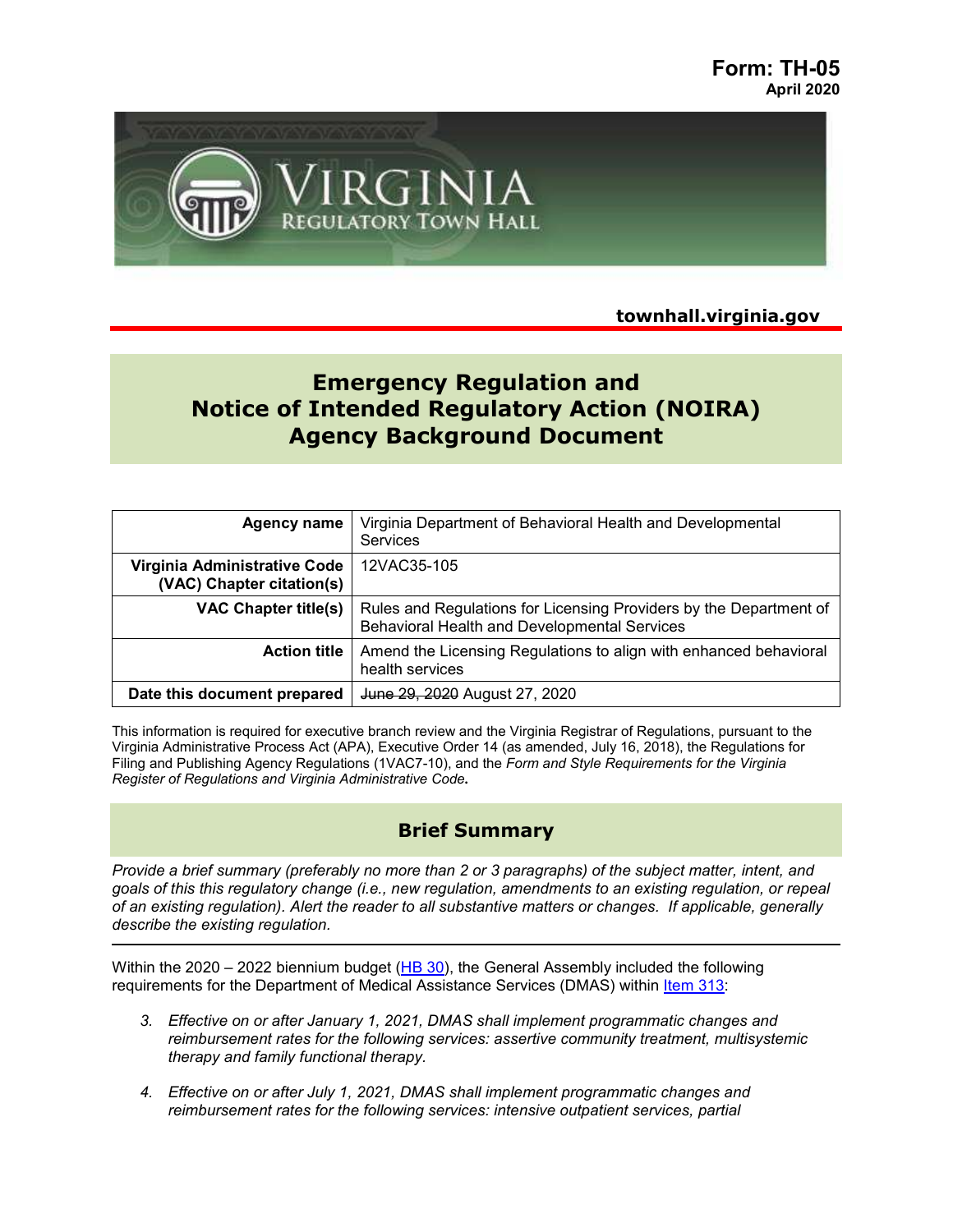**Form: TH-05**
**April 2020**

**townhall.virginia.gov**

# Emergency Regulation and Notice of Intended Regulatory Action (NOIRA) Agency Background Document

| Agency name | Virginia Department of Behavioral Health and Developmental Services |
|---|---|
| Virginia Administrative Code (VAC) Chapter citation(s) | 12VAC35-105 |
| VAC Chapter title(s) | Rules and Regulations for Licensing Providers by the Department of Behavioral Health and Developmental Services |
| Action title | Amend the Licensing Regulations to align with enhanced behavioral health services |
| Date this document prepared | ~~June 29, 2020~~ August 27, 2020 |

This information is required for executive branch review and the Virginia Registrar of Regulations, pursuant to the Virginia Administrative Process Act (APA), Executive Order 14 (as amended, July 16, 2018), the Regulations for Filing and Publishing Agency Regulations (1VAC7-10), and the *Form and Style Requirements for the Virginia Register of Regulations and Virginia Administrative Code***.**

## Brief Summary

*Provide a brief summary (preferably no more than 2 or 3 paragraphs) of the subject matter, intent, and goals of this this regulatory change (i.e., new regulation, amendments to an existing regulation, or repeal of an existing regulation). Alert the reader to all substantive matters or changes. If applicable, generally describe the existing regulation.*

Within the 2020 – 2022 biennium budget (HB 30), the General Assembly included the following requirements for the Department of Medical Assistance Services (DMAS) within Item 313:

3. *Effective on or after January 1, 2021, DMAS shall implement programmatic changes and reimbursement rates for the following services: assertive community treatment, multisystemic therapy and family functional therapy.*

4. *Effective on or after July 1, 2021, DMAS shall implement programmatic changes and reimbursement rates for the following services: intensive outpatient services, partial*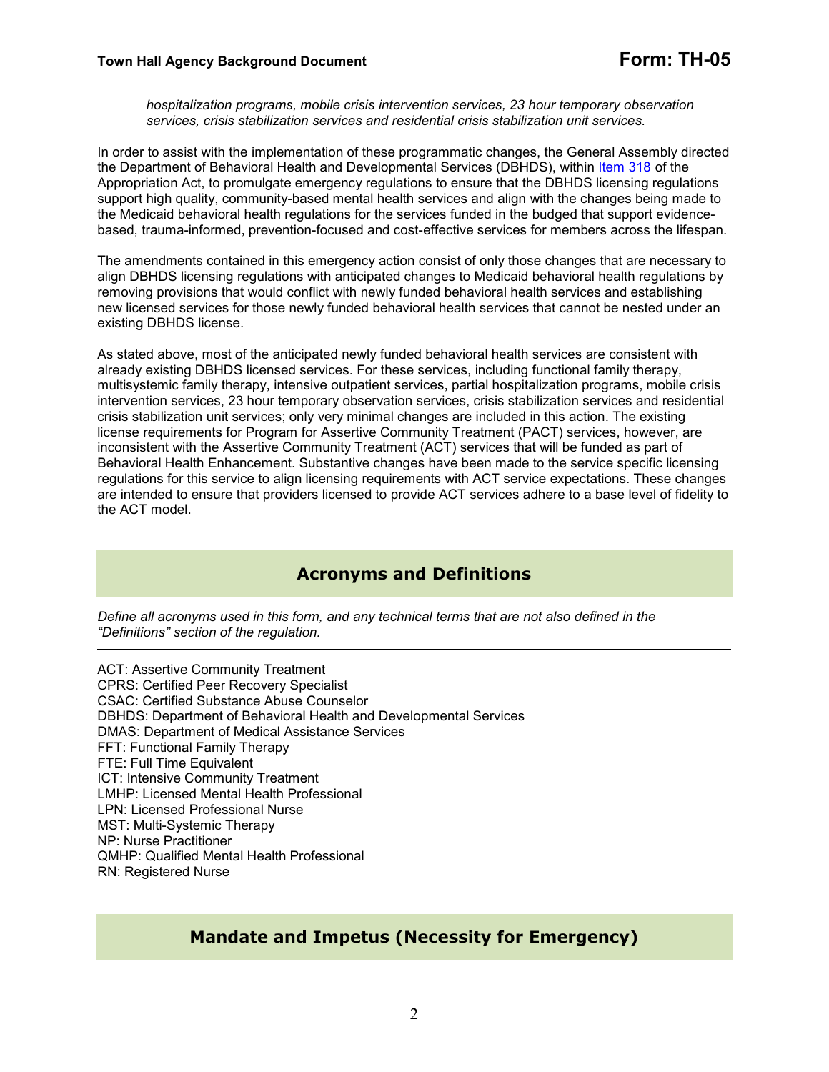*hospitalization programs, mobile crisis intervention services, 23 hour temporary observation services, crisis stabilization services and residential crisis stabilization unit services.*

In order to assist with the implementation of these programmatic changes, the General Assembly directed the Department of Behavioral Health and Developmental Services (DBHDS), within Item 318 of the Appropriation Act, to promulgate emergency regulations to ensure that the DBHDS licensing regulations support high quality, community-based mental health services and align with the changes being made to the Medicaid behavioral health regulations for the services funded in the budged that support evidence-based, trauma-informed, prevention-focused and cost-effective services for members across the lifespan.

The amendments contained in this emergency action consist of only those changes that are necessary to align DBHDS licensing regulations with anticipated changes to Medicaid behavioral health regulations by removing provisions that would conflict with newly funded behavioral health services and establishing new licensed services for those newly funded behavioral health services that cannot be nested under an existing DBHDS license.

As stated above, most of the anticipated newly funded behavioral health services are consistent with already existing DBHDS licensed services. For these services, including functional family therapy, multisystemic family therapy, intensive outpatient services, partial hospitalization programs, mobile crisis intervention services, 23 hour temporary observation services, crisis stabilization services and residential crisis stabilization unit services; only very minimal changes are included in this action. The existing license requirements for Program for Assertive Community Treatment (PACT) services, however, are inconsistent with the Assertive Community Treatment (ACT) services that will be funded as part of Behavioral Health Enhancement. Substantive changes have been made to the service specific licensing regulations for this service to align licensing requirements with ACT service expectations. These changes are intended to ensure that providers licensed to provide ACT services adhere to a base level of fidelity to the ACT model.

## Acronyms and Definitions

*Define all acronyms used in this form, and any technical terms that are not also defined in the "Definitions" section of the regulation.*

ACT: Assertive Community Treatment
CPRS: Certified Peer Recovery Specialist
CSAC: Certified Substance Abuse Counselor
DBHDS: Department of Behavioral Health and Developmental Services
DMAS: Department of Medical Assistance Services
FFT: Functional Family Therapy
FTE: Full Time Equivalent
ICT: Intensive Community Treatment
LMHP: Licensed Mental Health Professional
LPN: Licensed Professional Nurse
MST: Multi-Systemic Therapy
NP: Nurse Practitioner
QMHP: Qualified Mental Health Professional
RN: Registered Nurse

## Mandate and Impetus (Necessity for Emergency)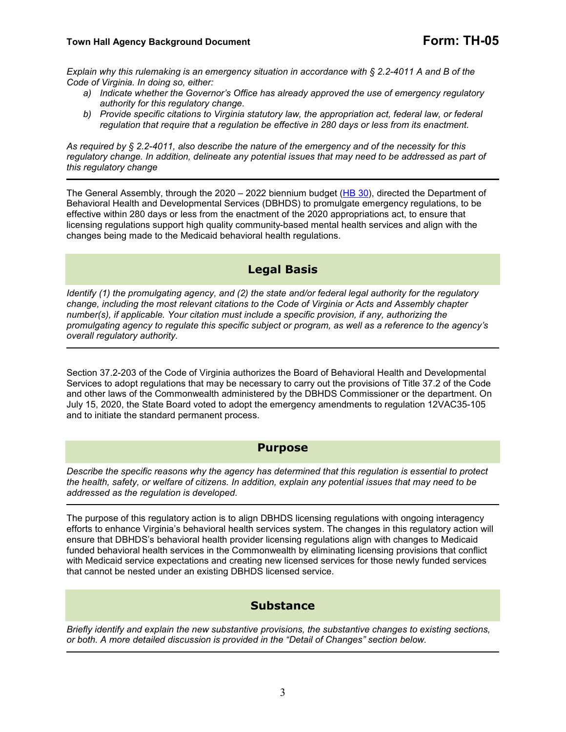*Explain why this rulemaking is an emergency situation in accordance with § 2.2-4011 A and B of the Code of Virginia. In doing so, either:*

*a) Indicate whether the Governor's Office has already approved the use of emergency regulatory authority for this regulatory change.*

*b) Provide specific citations to Virginia statutory law, the appropriation act, federal law, or federal regulation that require that a regulation be effective in 280 days or less from its enactment.*

*As required by § 2.2-4011, also describe the nature of the emergency and of the necessity for this regulatory change. In addition, delineate any potential issues that may need to be addressed as part of this regulatory change*

---

The General Assembly, through the 2020 – 2022 biennium budget (HB 30), directed the Department of Behavioral Health and Developmental Services (DBHDS) to promulgate emergency regulations, to be effective within 280 days or less from the enactment of the 2020 appropriations act, to ensure that licensing regulations support high quality community-based mental health services and align with the changes being made to the Medicaid behavioral health regulations.

## Legal Basis

*Identify (1) the promulgating agency, and (2) the state and/or federal legal authority for the regulatory change, including the most relevant citations to the Code of Virginia or Acts and Assembly chapter number(s), if applicable. Your citation must include a specific provision, if any, authorizing the promulgating agency to regulate this specific subject or program, as well as a reference to the agency's overall regulatory authority.*

---

Section 37.2-203 of the Code of Virginia authorizes the Board of Behavioral Health and Developmental Services to adopt regulations that may be necessary to carry out the provisions of Title 37.2 of the Code and other laws of the Commonwealth administered by the DBHDS Commissioner or the department. On July 15, 2020, the State Board voted to adopt the emergency amendments to regulation 12VAC35-105 and to initiate the standard permanent process.

## Purpose

*Describe the specific reasons why the agency has determined that this regulation is essential to protect the health, safety, or welfare of citizens. In addition, explain any potential issues that may need to be addressed as the regulation is developed.*

---

The purpose of this regulatory action is to align DBHDS licensing regulations with ongoing interagency efforts to enhance Virginia's behavioral health services system. The changes in this regulatory action will ensure that DBHDS's behavioral health provider licensing regulations align with changes to Medicaid funded behavioral health services in the Commonwealth by eliminating licensing provisions that conflict with Medicaid service expectations and creating new licensed services for those newly funded services that cannot be nested under an existing DBHDS licensed service.

## Substance

*Briefly identify and explain the new substantive provisions, the substantive changes to existing sections, or both. A more detailed discussion is provided in the "Detail of Changes" section below.*

---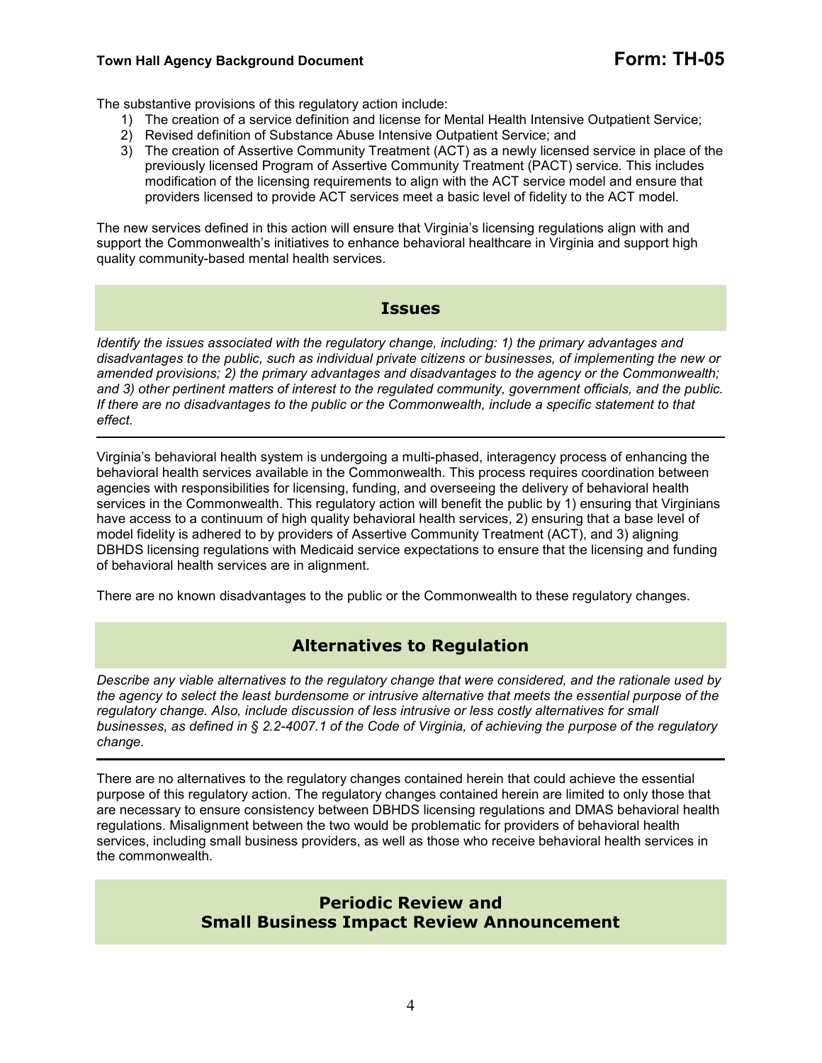The substantive provisions of this regulatory action include:

1) The creation of a service definition and license for Mental Health Intensive Outpatient Service;
2) Revised definition of Substance Abuse Intensive Outpatient Service; and
3) The creation of Assertive Community Treatment (ACT) as a newly licensed service in place of the previously licensed Program of Assertive Community Treatment (PACT) service. This includes modification of the licensing requirements to align with the ACT service model and ensure that providers licensed to provide ACT services meet a basic level of fidelity to the ACT model.

The new services defined in this action will ensure that Virginia's licensing regulations align with and support the Commonwealth's initiatives to enhance behavioral healthcare in Virginia and support high quality community-based mental health services.

## Issues

*Identify the issues associated with the regulatory change, including: 1) the primary advantages and disadvantages to the public, such as individual private citizens or businesses, of implementing the new or amended provisions; 2) the primary advantages and disadvantages to the agency or the Commonwealth; and 3) other pertinent matters of interest to the regulated community, government officials, and the public. If there are no disadvantages to the public or the Commonwealth, include a specific statement to that effect.*

---

Virginia's behavioral health system is undergoing a multi-phased, interagency process of enhancing the behavioral health services available in the Commonwealth. This process requires coordination between agencies with responsibilities for licensing, funding, and overseeing the delivery of behavioral health services in the Commonwealth. This regulatory action will benefit the public by 1) ensuring that Virginians have access to a continuum of high quality behavioral health services, 2) ensuring that a base level of model fidelity is adhered to by providers of Assertive Community Treatment (ACT), and 3) aligning DBHDS licensing regulations with Medicaid service expectations to ensure that the licensing and funding of behavioral health services are in alignment.

There are no known disadvantages to the public or the Commonwealth to these regulatory changes.

## Alternatives to Regulation

*Describe any viable alternatives to the regulatory change that were considered, and the rationale used by the agency to select the least burdensome or intrusive alternative that meets the essential purpose of the regulatory change. Also, include discussion of less intrusive or less costly alternatives for small businesses, as defined in § 2.2-4007.1 of the Code of Virginia, of achieving the purpose of the regulatory change.*

---

There are no alternatives to the regulatory changes contained herein that could achieve the essential purpose of this regulatory action. The regulatory changes contained herein are limited to only those that are necessary to ensure consistency between DBHDS licensing regulations and DMAS behavioral health regulations. Misalignment between the two would be problematic for providers of behavioral health services, including small business providers, as well as those who receive behavioral health services in the commonwealth.

## Periodic Review and Small Business Impact Review Announcement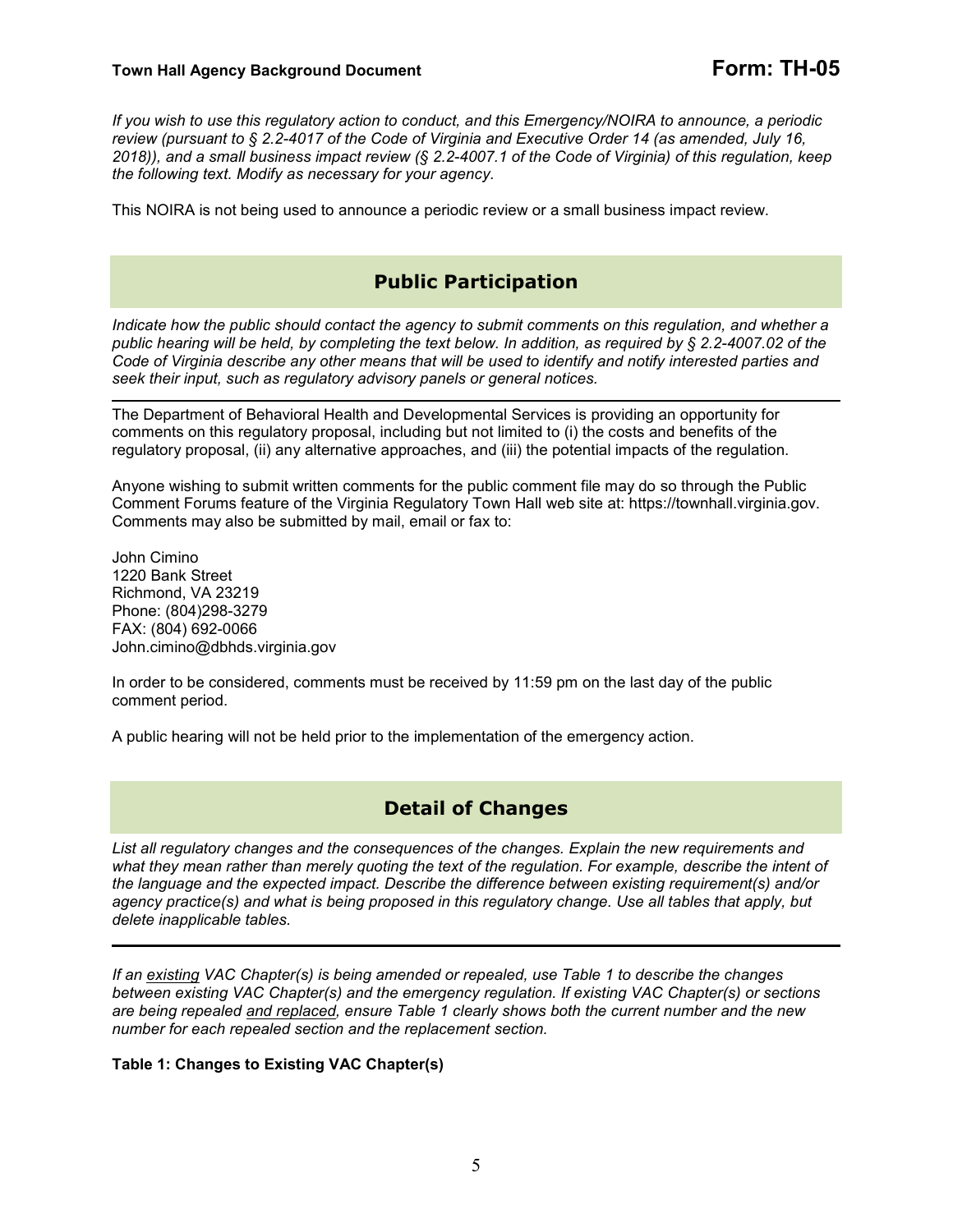*If you wish to use this regulatory action to conduct, and this Emergency/NOIRA to announce, a periodic review (pursuant to § 2.2-4017 of the Code of Virginia and Executive Order 14 (as amended, July 16, 2018)), and a small business impact review (§ 2.2-4007.1 of the Code of Virginia) of this regulation, keep the following text. Modify as necessary for your agency.*

This NOIRA is not being used to announce a periodic review or a small business impact review.

## Public Participation

*Indicate how the public should contact the agency to submit comments on this regulation, and whether a public hearing will be held, by completing the text below. In addition, as required by § 2.2-4007.02 of the Code of Virginia describe any other means that will be used to identify and notify interested parties and seek their input, such as regulatory advisory panels or general notices.*

---

The Department of Behavioral Health and Developmental Services is providing an opportunity for comments on this regulatory proposal, including but not limited to (i) the costs and benefits of the regulatory proposal, (ii) any alternative approaches, and (iii) the potential impacts of the regulation.

Anyone wishing to submit written comments for the public comment file may do so through the Public Comment Forums feature of the Virginia Regulatory Town Hall web site at: https://townhall.virginia.gov. Comments may also be submitted by mail, email or fax to:

John Cimino
1220 Bank Street
Richmond, VA 23219
Phone: (804)298-3279
FAX: (804) 692-0066
John.cimino@dbhds.virginia.gov

In order to be considered, comments must be received by 11:59 pm on the last day of the public comment period.

A public hearing will not be held prior to the implementation of the emergency action.

## Detail of Changes

*List all regulatory changes and the consequences of the changes. Explain the new requirements and what they mean rather than merely quoting the text of the regulation. For example, describe the intent of the language and the expected impact. Describe the difference between existing requirement(s) and/or agency practice(s) and what is being proposed in this regulatory change. Use all tables that apply, but delete inapplicable tables.*

---

*If an existing VAC Chapter(s) is being amended or repealed, use Table 1 to describe the changes between existing VAC Chapter(s) and the emergency regulation. If existing VAC Chapter(s) or sections are being repealed and replaced, ensure Table 1 clearly shows both the current number and the new number for each repealed section and the replacement section.*

**Table 1: Changes to Existing VAC Chapter(s)**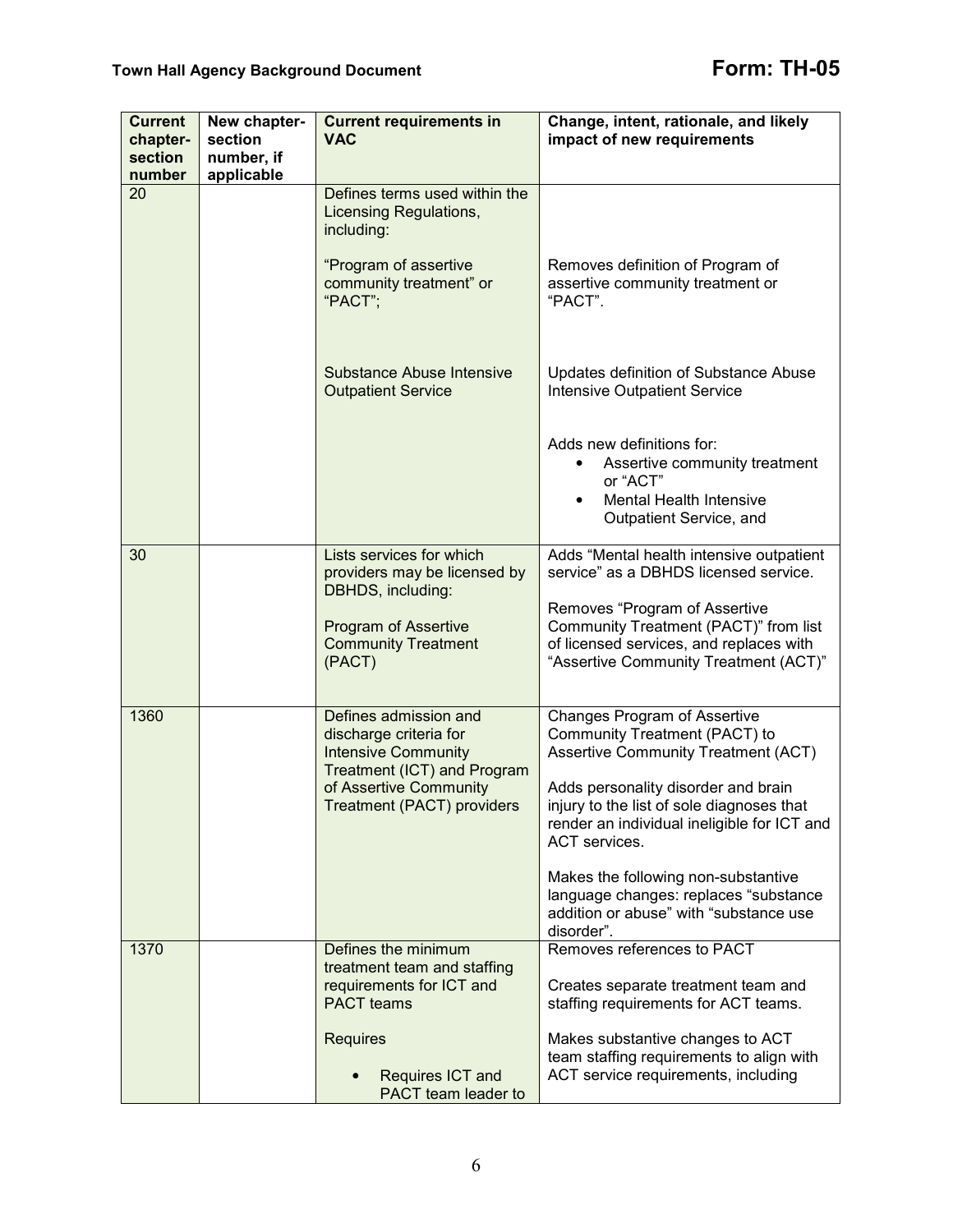| Current chapter-section number | New chapter-section number, if applicable | Current requirements in VAC | Change, intent, rationale, and likely impact of new requirements |
|---|---|---|---|
| 20 | | Defines terms used within the Licensing Regulations, including:<br><br>"Program of assertive community treatment" or "PACT";<br><br>Substance Abuse Intensive Outpatient Service | Removes definition of Program of assertive community treatment or "PACT".<br><br>Updates definition of Substance Abuse Intensive Outpatient Service<br><br>Adds new definitions for:<br>• Assertive community treatment or "ACT"<br>• Mental Health Intensive Outpatient Service, and |
| 30 | | Lists services for which providers may be licensed by DBHDS, including:<br><br>Program of Assertive Community Treatment (PACT) | Adds "Mental health intensive outpatient service" as a DBHDS licensed service.<br><br>Removes "Program of Assertive Community Treatment (PACT)" from list of licensed services, and replaces with "Assertive Community Treatment (ACT)" |
| 1360 | | Defines admission and discharge criteria for Intensive Community Treatment (ICT) and Program of Assertive Community Treatment (PACT) providers | Changes Program of Assertive Community Treatment (PACT) to Assertive Community Treatment (ACT)<br><br>Adds personality disorder and brain injury to the list of sole diagnoses that render an individual ineligible for ICT and ACT services.<br><br>Makes the following non-substantive language changes: replaces "substance addition or abuse" with "substance use disorder". |
| 1370 | | Defines the minimum treatment team and staffing requirements for ICT and PACT teams<br><br>Requires<br><br>• Requires ICT and PACT team leader to | Removes references to PACT<br><br>Creates separate treatment team and staffing requirements for ACT teams.<br><br>Makes substantive changes to ACT team staffing requirements to align with ACT service requirements, including |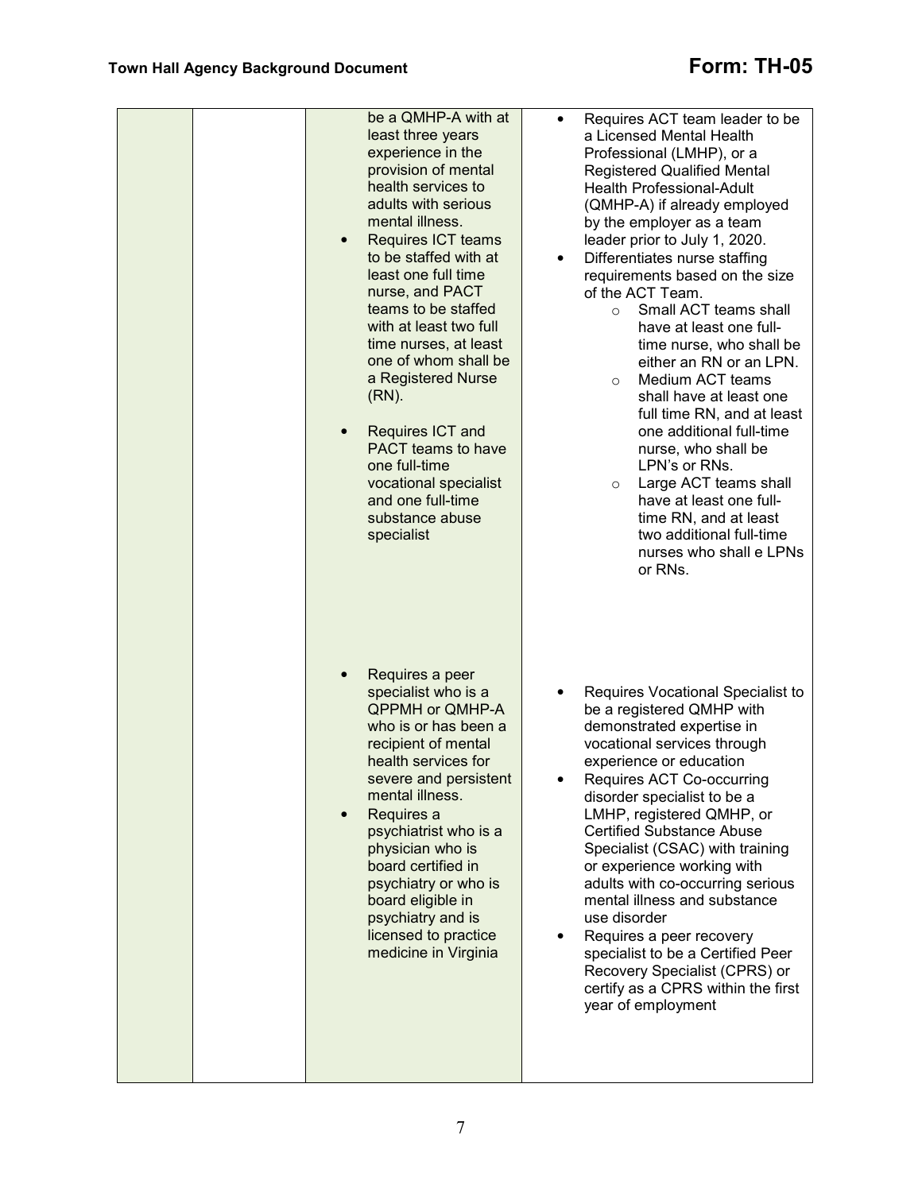| | | | |
|---|---|---|---|
| | | be a QMHP-A with at least three years experience in the provision of mental health services to adults with serious mental illness.<br>• Requires ICT teams to be staffed with at least one full time nurse, and PACT teams to be staffed with at least two full time nurses, at least one of whom shall be a Registered Nurse (RN).<br>• Requires ICT and PACT teams to have one full-time vocational specialist and one full-time substance abuse specialist | • Requires ACT team leader to be a Licensed Mental Health Professional (LMHP), or a Registered Qualified Mental Health Professional-Adult (QMHP-A) if already employed by the employer as a team leader prior to July 1, 2020.<br>• Differentiates nurse staffing requirements based on the size of the ACT Team.<br>  ○ Small ACT teams shall have at least one full-time nurse, who shall be either an RN or an LPN.<br>  ○ Medium ACT teams shall have at least one full time RN, and at least one additional full-time nurse, who shall be LPN's or RNs.<br>  ○ Large ACT teams shall have at least one full-time RN, and at least two additional full-time nurses who shall e LPNs or RNs. |
| | | • Requires a peer specialist who is a QPPMH or QMHP-A who is or has been a recipient of mental health services for severe and persistent mental illness.<br>• Requires a psychiatrist who is a physician who is board certified in psychiatry or who is board eligible in psychiatry and is licensed to practice medicine in Virginia | • Requires Vocational Specialist to be a registered QMHP with demonstrated expertise in vocational services through experience or education<br>• Requires ACT Co-occurring disorder specialist to be a LMHP, registered QMHP, or Certified Substance Abuse Specialist (CSAC) with training or experience working with adults with co-occurring serious mental illness and substance use disorder<br>• Requires a peer recovery specialist to be a Certified Peer Recovery Specialist (CPRS) or certify as a CPRS within the first year of employment |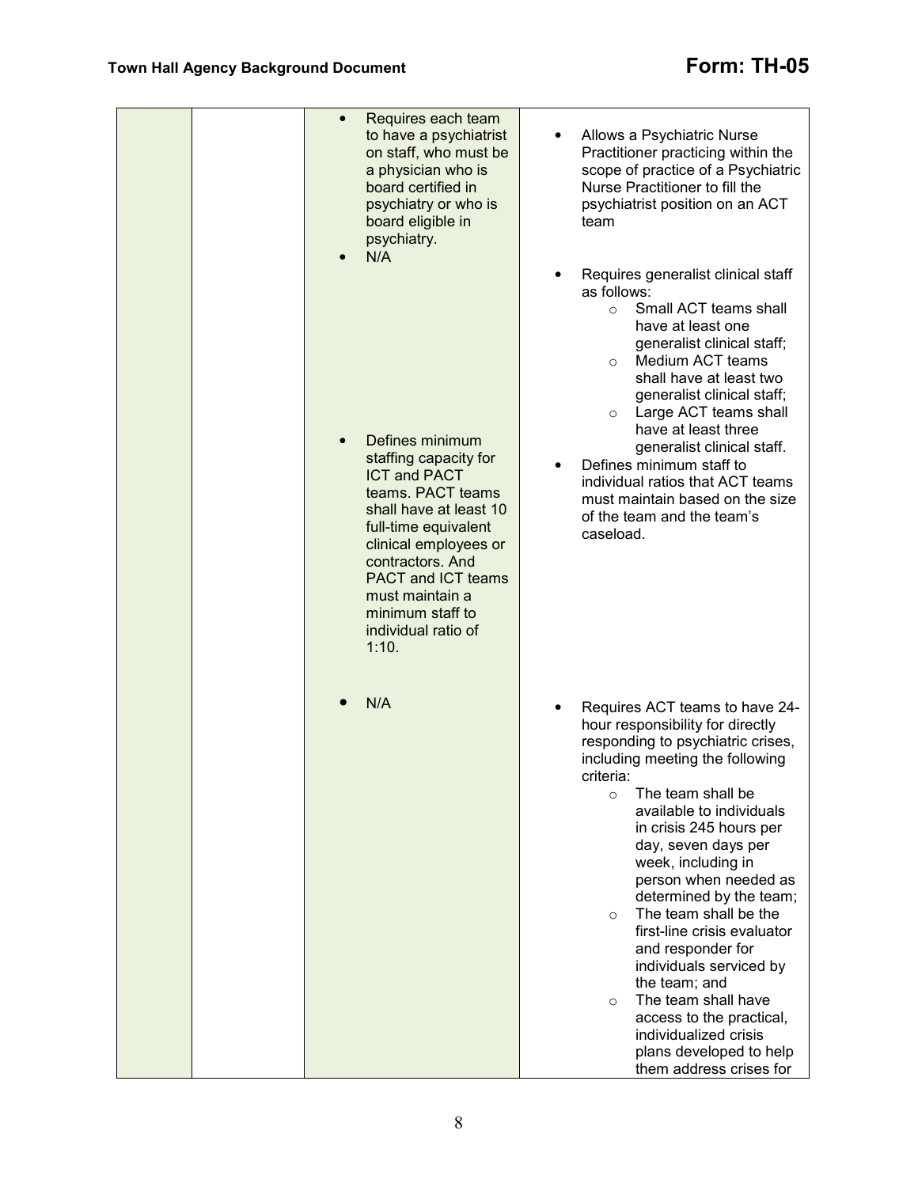| | | | |
|---|---|---|---|
| | | • Requires each team to have a psychiatrist on staff, who must be a physician who is board certified in psychiatry or who is board eligible in psychiatry. | • Allows a Psychiatric Nurse Practitioner practicing within the scope of practice of a Psychiatric Nurse Practitioner to fill the psychiatrist position on an ACT team |
| | | • N/A | • Requires generalist clinical staff as follows:<br>○ Small ACT teams shall have at least one generalist clinical staff;<br>○ Medium ACT teams shall have at least two generalist clinical staff;<br>○ Large ACT teams shall have at least three generalist clinical staff. |
| | | • Defines minimum staffing capacity for ICT and PACT teams. PACT teams shall have at least 10 full-time equivalent clinical employees or contractors. And PACT and ICT teams must maintain a minimum staff to individual ratio of 1:10. | • Defines minimum staff to individual ratios that ACT teams must maintain based on the size of the team and the team's caseload. |
| | | • N/A | • Requires ACT teams to have 24-hour responsibility for directly responding to psychiatric crises, including meeting the following criteria:<br>○ The team shall be available to individuals in crisis 245 hours per day, seven days per week, including in person when needed as determined by the team;<br>○ The team shall be the first-line crisis evaluator and responder for individuals serviced by the team; and<br>○ The team shall have access to the practical, individualized crisis plans developed to help them address crises for |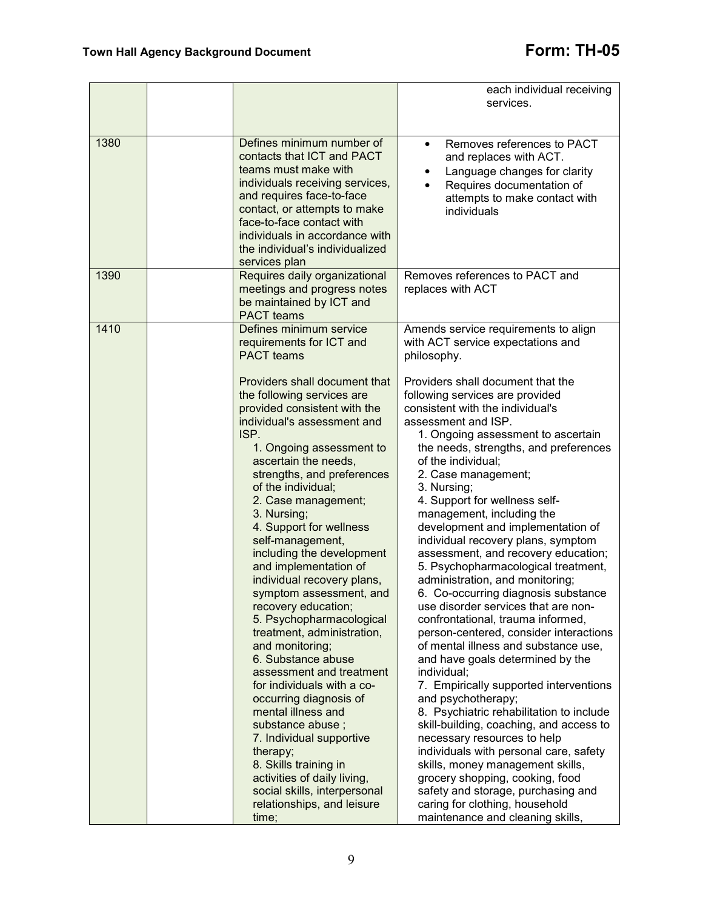|  |  |  | each individual receiving services. |
|---|---|---|---|
| 1380 |  | Defines minimum number of contacts that ICT and PACT teams must make with individuals receiving services, and requires face-to-face contact, or attempts to make face-to-face contact with individuals in accordance with the individual's individualized services plan | • Removes references to PACT and replaces with ACT.<br>• Language changes for clarity<br>• Requires documentation of attempts to make contact with individuals |
| 1390 |  | Requires daily organizational meetings and progress notes be maintained by ICT and PACT teams | Removes references to PACT and replaces with ACT |
| 1410 |  | Defines minimum service requirements for ICT and PACT teams<br><br>Providers shall document that the following services are provided consistent with the individual's assessment and ISP.<br>1. Ongoing assessment to ascertain the needs, strengths, and preferences of the individual;<br>2. Case management;<br>3. Nursing;<br>4. Support for wellness self-management, including the development and implementation of individual recovery plans, symptom assessment, and recovery education;<br>5. Psychopharmacological treatment, administration, and monitoring;<br>6. Substance abuse assessment and treatment for individuals with a co-occurring diagnosis of mental illness and substance abuse ;<br>7. Individual supportive therapy;<br>8. Skills training in activities of daily living, social skills, interpersonal relationships, and leisure time; | Amends service requirements to align with ACT service expectations and philosophy.<br><br>Providers shall document that the following services are provided consistent with the individual's assessment and ISP.<br>1. Ongoing assessment to ascertain the needs, strengths, and preferences of the individual;<br>2. Case management;<br>3. Nursing;<br>4. Support for wellness self-management, including the development and implementation of individual recovery plans, symptom assessment, and recovery education;<br>5. Psychopharmacological treatment, administration, and monitoring;<br>6. Co-occurring diagnosis substance use disorder services that are non-confrontational, trauma informed, person-centered, consider interactions of mental illness and substance use, and have goals determined by the individual;<br>7. Empirically supported interventions and psychotherapy;<br>8. Psychiatric rehabilitation to include skill-building, coaching, and access to necessary resources to help individuals with personal care, safety skills, money management skills, grocery shopping, cooking, food safety and storage, purchasing and caring for clothing, household maintenance and cleaning skills, |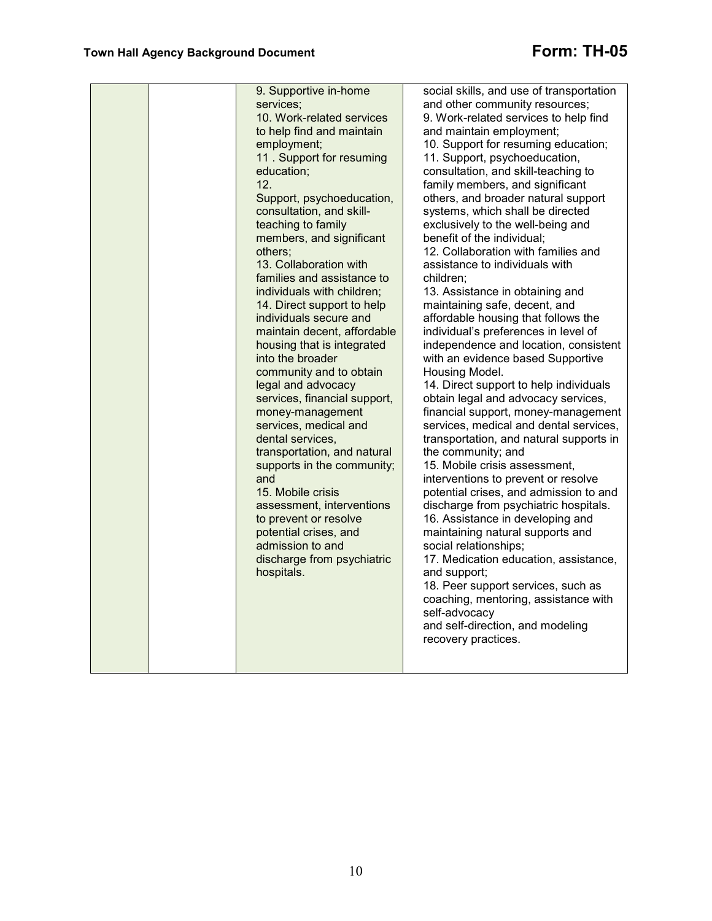| | | | |
|---|---|---|---|
| | | 9. Supportive in-home services;<br>10. Work-related services to help find and maintain employment;<br>11 . Support for resuming education;<br>12. Support, psychoeducation, consultation, and skill-teaching to family members, and significant others;<br>13. Collaboration with families and assistance to individuals with children;<br>14. Direct support to help individuals secure and maintain decent, affordable housing that is integrated into the broader community and to obtain legal and advocacy services, financial support, money-management services, medical and dental services, transportation, and natural supports in the community; and<br>15. Mobile crisis assessment, interventions to prevent or resolve potential crises, and admission to and discharge from psychiatric hospitals. | social skills, and use of transportation and other community resources;<br>9. Work-related services to help find and maintain employment;<br>10. Support for resuming education;<br>11. Support, psychoeducation, consultation, and skill-teaching to family members, and significant others, and broader natural support systems, which shall be directed exclusively to the well-being and benefit of the individual;<br>12. Collaboration with families and assistance to individuals with children;<br>13. Assistance in obtaining and maintaining safe, decent, and affordable housing that follows the individual's preferences in level of independence and location, consistent with an evidence based Supportive Housing Model.<br>14. Direct support to help individuals obtain legal and advocacy services, financial support, money-management services, medical and dental services, transportation, and natural supports in the community; and<br>15. Mobile crisis assessment, interventions to prevent or resolve potential crises, and admission to and discharge from psychiatric hospitals.<br>16. Assistance in developing and maintaining natural supports and social relationships;<br>17. Medication education, assistance, and support;<br>18. Peer support services, such as coaching, mentoring, assistance with self-advocacy and self-direction, and modeling recovery practices. |